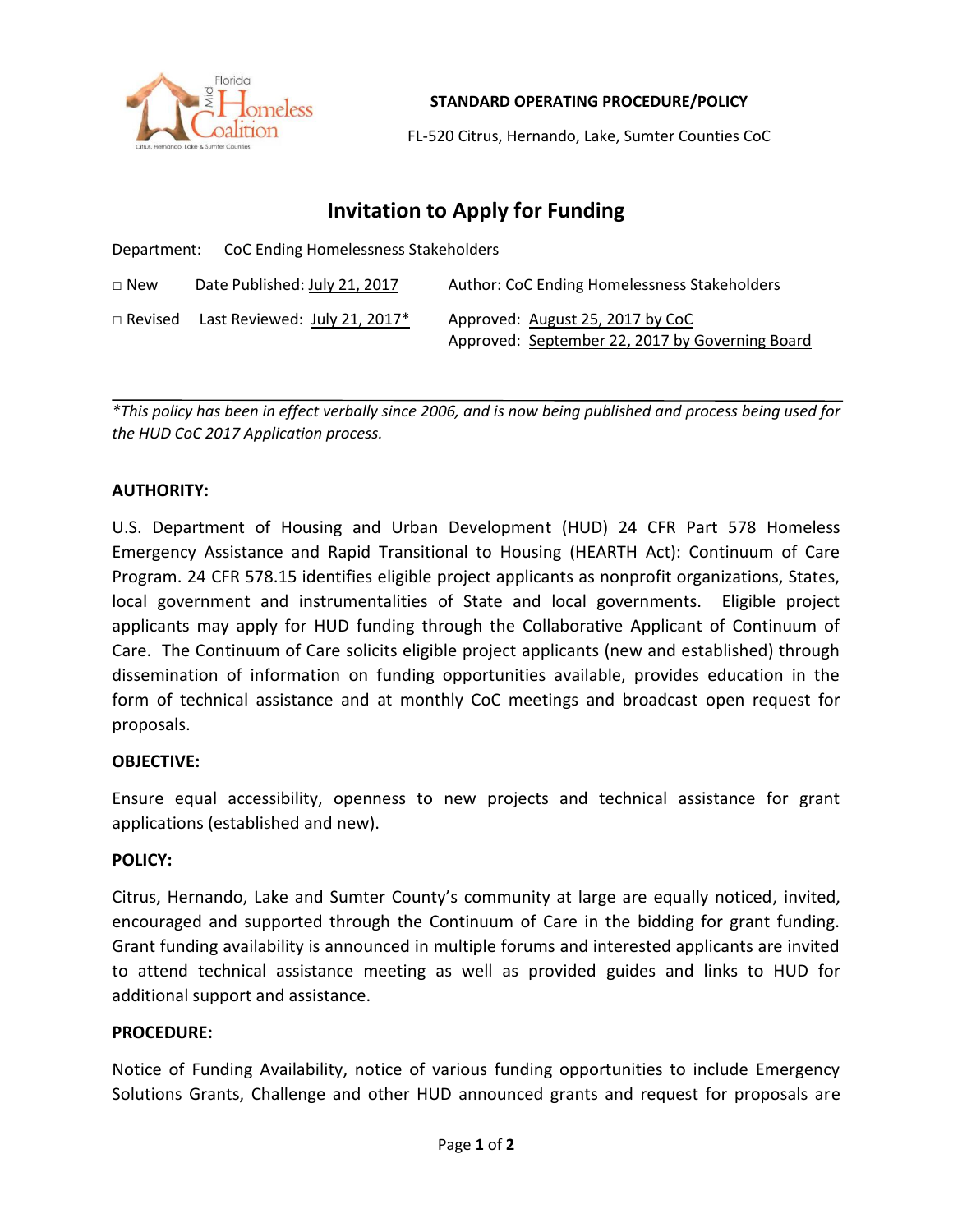**STANDARD OPERATING PROCEDURE/POLICY**

FL-520 Citrus, Hernando, Lake, Sumter Counties CoC

# Invitation to Apply for Funding

Department: CoC Ending Homelessness Stakeholders

| | | |
|---|---|---|
| □ New | Date Published: July 21, 2017 | Author: CoC Ending Homelessness Stakeholders |
| □ Revised | Last Reviewed: July 21, 2017* | Approved: August 25, 2017 by CoC<br>Approved: September 22, 2017 by Governing Board |

---

*\*This policy has been in effect verbally since 2006, and is now being published and process being used for the HUD CoC 2017 Application process.*

**AUTHORITY:**

U.S. Department of Housing and Urban Development (HUD) 24 CFR Part 578 Homeless Emergency Assistance and Rapid Transitional to Housing (HEARTH Act): Continuum of Care Program. 24 CFR 578.15 identifies eligible project applicants as nonprofit organizations, States, local government and instrumentalities of State and local governments. Eligible project applicants may apply for HUD funding through the Collaborative Applicant of Continuum of Care. The Continuum of Care solicits eligible project applicants (new and established) through dissemination of information on funding opportunities available, provides education in the form of technical assistance and at monthly CoC meetings and broadcast open request for proposals.

**OBJECTIVE:**

Ensure equal accessibility, openness to new projects and technical assistance for grant applications (established and new).

**POLICY:**

Citrus, Hernando, Lake and Sumter County's community at large are equally noticed, invited, encouraged and supported through the Continuum of Care in the bidding for grant funding. Grant funding availability is announced in multiple forums and interested applicants are invited to attend technical assistance meeting as well as provided guides and links to HUD for additional support and assistance.

**PROCEDURE:**

Notice of Funding Availability, notice of various funding opportunities to include Emergency Solutions Grants, Challenge and other HUD announced grants and request for proposals are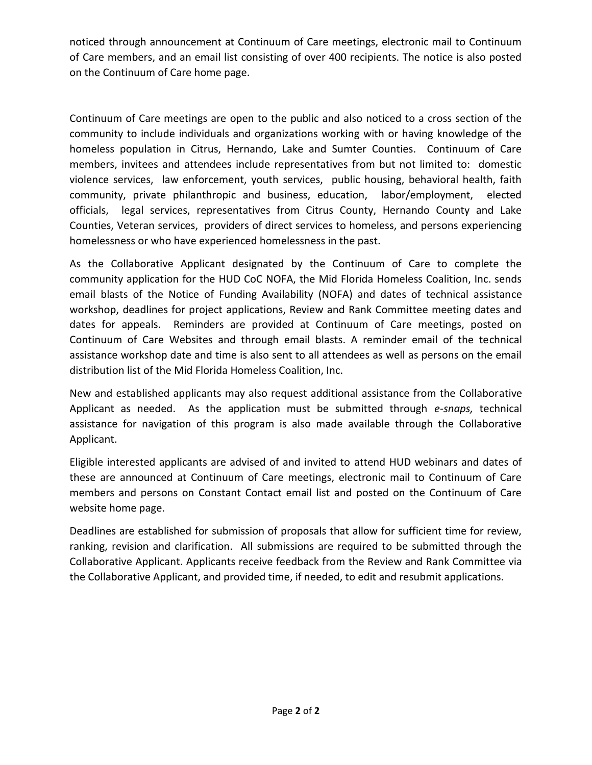noticed through announcement at Continuum of Care meetings, electronic mail to Continuum of Care members, and an email list consisting of over 400 recipients. The notice is also posted on the Continuum of Care home page.

Continuum of Care meetings are open to the public and also noticed to a cross section of the community to include individuals and organizations working with or having knowledge of the homeless population in Citrus, Hernando, Lake and Sumter Counties. Continuum of Care members, invitees and attendees include representatives from but not limited to: domestic violence services, law enforcement, youth services, public housing, behavioral health, faith community, private philanthropic and business, education, labor/employment, elected officials, legal services, representatives from Citrus County, Hernando County and Lake Counties, Veteran services, providers of direct services to homeless, and persons experiencing homelessness or who have experienced homelessness in the past.

As the Collaborative Applicant designated by the Continuum of Care to complete the community application for the HUD CoC NOFA, the Mid Florida Homeless Coalition, Inc. sends email blasts of the Notice of Funding Availability (NOFA) and dates of technical assistance workshop, deadlines for project applications, Review and Rank Committee meeting dates and dates for appeals. Reminders are provided at Continuum of Care meetings, posted on Continuum of Care Websites and through email blasts. A reminder email of the technical assistance workshop date and time is also sent to all attendees as well as persons on the email distribution list of the Mid Florida Homeless Coalition, Inc.

New and established applicants may also request additional assistance from the Collaborative Applicant as needed. As the application must be submitted through *e-snaps,* technical assistance for navigation of this program is also made available through the Collaborative Applicant.

Eligible interested applicants are advised of and invited to attend HUD webinars and dates of these are announced at Continuum of Care meetings, electronic mail to Continuum of Care members and persons on Constant Contact email list and posted on the Continuum of Care website home page.

Deadlines are established for submission of proposals that allow for sufficient time for review, ranking, revision and clarification. All submissions are required to be submitted through the Collaborative Applicant. Applicants receive feedback from the Review and Rank Committee via the Collaborative Applicant, and provided time, if needed, to edit and resubmit applications.